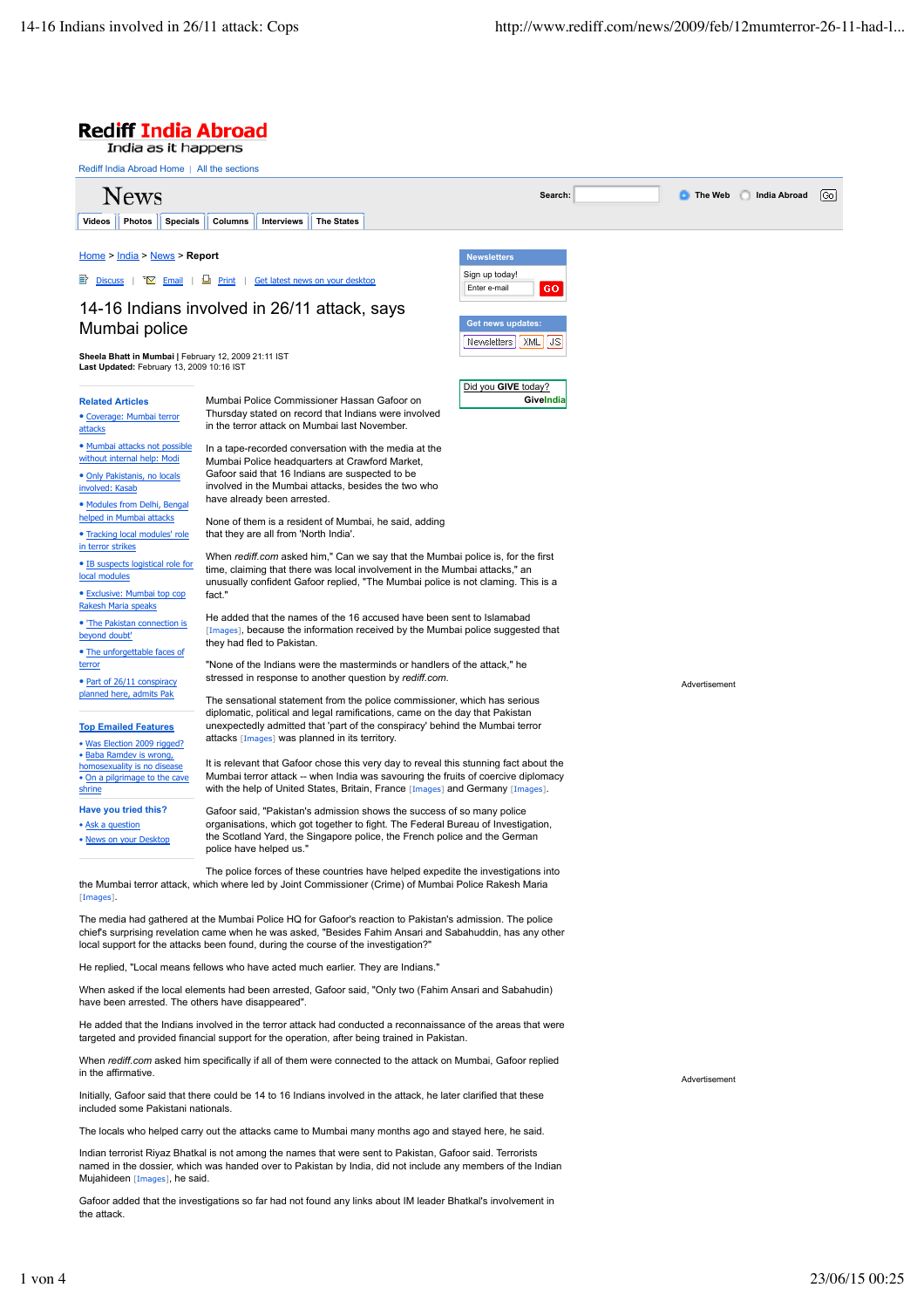# 14-16 Indians involved in 26/11 attack, says Mumbai police

**Sheela Bhatt in Mumbai** | February 12, 2009 21:11 IST
**Last Updated:** February 13, 2009 10:16 IST

Mumbai Police Commissioner Hassan Gafoor on Thursday stated on record that Indians were involved in the terror attack on Mumbai last November.

In a tape-recorded conversation with the media at the Mumbai Police headquarters at Crawford Market, Gafoor said that 16 Indians are suspected to be involved in the Mumbai attacks, besides the two who have already been arrested.

None of them is a resident of Mumbai, he said, adding that they are all from 'North India'.

When *rediff.com* asked him," Can we say that the Mumbai police is, for the first time, claiming that there was local involvement in the Mumbai attacks," an unusually confident Gafoor replied, "The Mumbai police is not claming. This is a fact."

He added that the names of the 16 accused have been sent to Islamabad [Images], because the information received by the Mumbai police suggested that they had fled to Pakistan.

"None of the Indians were the masterminds or handlers of the attack," he stressed in response to another question by *rediff.com*.

The sensational statement from the police commissioner, which has serious diplomatic, political and legal ramifications, came on the day that Pakistan unexpectedly admitted that 'part of the conspiracy' behind the Mumbai terror attacks [Images] was planned in its territory.

It is relevant that Gafoor chose this very day to reveal this stunning fact about the Mumbai terror attack -- when India was savouring the fruits of coercive diplomacy with the help of United States, Britain, France [Images] and Germany [Images].

Gafoor said, "Pakistan's admission shows the success of so many police organisations, which got together to fight. The Federal Bureau of Investigation, the Scotland Yard, the Singapore police, the French police and the German police have helped us."

The police forces of these countries have helped expedite the investigations into the Mumbai terror attack, which where led by Joint Commissioner (Crime) of Mumbai Police Rakesh Maria [Images].

The media had gathered at the Mumbai Police HQ for Gafoor's reaction to Pakistan's admission. The police chief's surprising revelation came when he was asked, "Besides Fahim Ansari and Sabahuddin, has any other local support for the attacks been found, during the course of the investigation?"

He replied, "Local means fellows who have acted much earlier. They are Indians."

When asked if the local elements had been arrested, Gafoor said, "Only two (Fahim Ansari and Sabahudin) have been arrested. The others have disappeared".

He added that the Indians involved in the terror attack had conducted a reconnaissance of the areas that were targeted and provided financial support for the operation, after being trained in Pakistan.

When *rediff.com* asked him specifically if all of them were connected to the attack on Mumbai, Gafoor replied in the affirmative.

Initially, Gafoor said that there could be 14 to 16 Indians involved in the attack, he later clarified that these included some Pakistani nationals.

The locals who helped carry out the attacks came to Mumbai many months ago and stayed here, he said.

Indian terrorist Riyaz Bhatkal is not among the names that were sent to Pakistan, Gafoor said. Terrorists named in the dossier, which was handed over to Pakistan by India, did not include any members of the Indian Mujahideen [Images], he said.

Gafoor added that the investigations so far had not found any links about IM leader Bhatkal's involvement in the attack.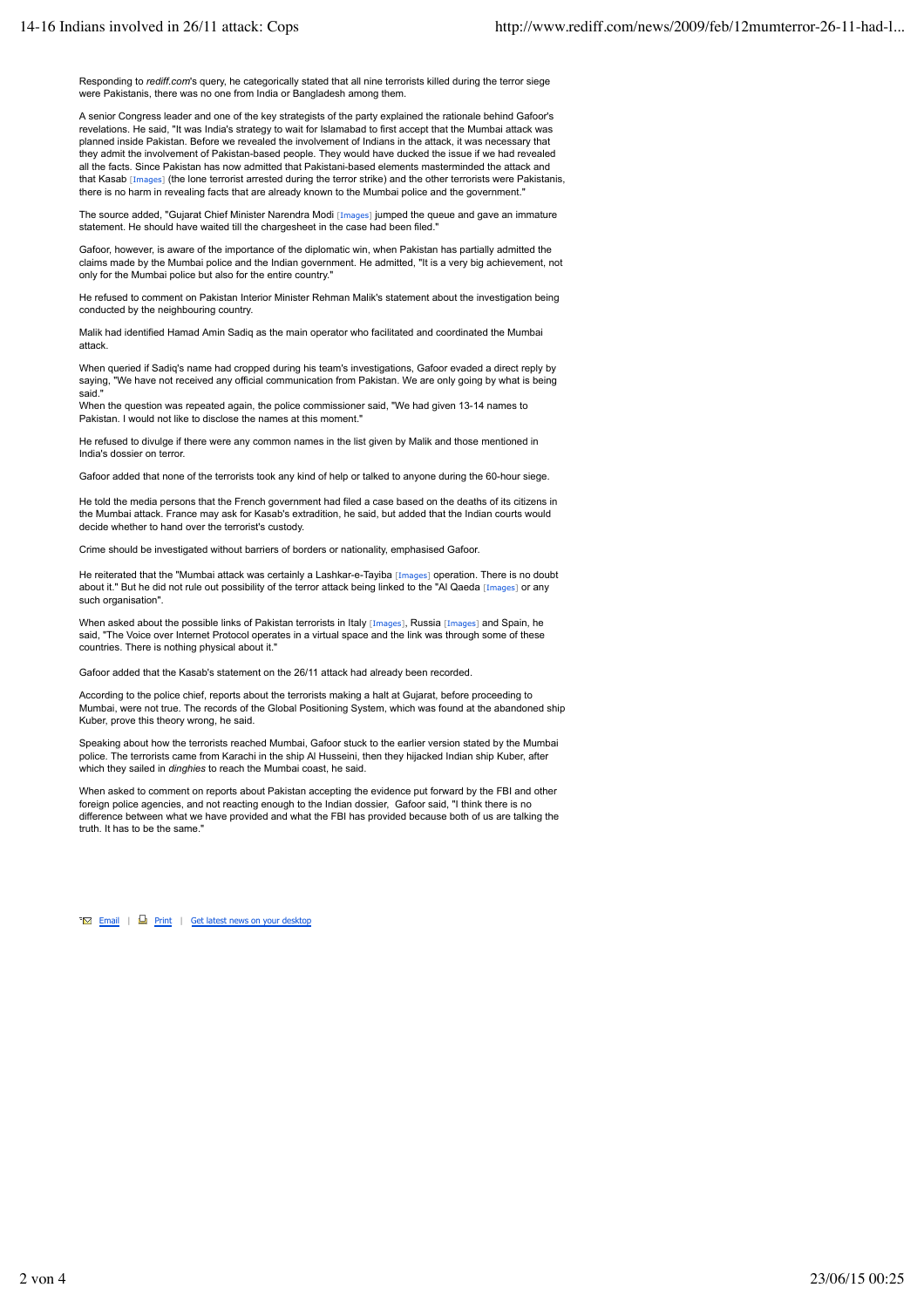Responding to *rediff.com*'s query, he categorically stated that all nine terrorists killed during the terror siege were Pakistanis, there was no one from India or Bangladesh among them.

A senior Congress leader and one of the key strategists of the party explained the rationale behind Gafoor's revelations. He said, "It was India's strategy to wait for Islamabad to first accept that the Mumbai attack was planned inside Pakistan. Before we revealed the involvement of Indians in the attack, it was necessary that they admit the involvement of Pakistan-based people. They would have ducked the issue if we had revealed all the facts. Since Pakistan has now admitted that Pakistani-based elements masterminded the attack and that Kasab [Images] (the lone terrorist arrested during the terror strike) and the other terrorists were Pakistanis, there is no harm in revealing facts that are already known to the Mumbai police and the government."

The source added, "Gujarat Chief Minister Narendra Modi [Images] jumped the queue and gave an immature statement. He should have waited till the chargesheet in the case had been filed."

Gafoor, however, is aware of the importance of the diplomatic win, when Pakistan has partially admitted the claims made by the Mumbai police and the Indian government. He admitted, "It is a very big achievement, not only for the Mumbai police but also for the entire country."

He refused to comment on Pakistan Interior Minister Rehman Malik's statement about the investigation being conducted by the neighbouring country.

Malik had identified Hamad Amin Sadiq as the main operator who facilitated and coordinated the Mumbai attack.

When queried if Sadiq's name had cropped during his team's investigations, Gafoor evaded a direct reply by saying, "We have not received any official communication from Pakistan. We are only going by what is being said."
When the question was repeated again, the police commissioner said, "We had given 13-14 names to Pakistan. I would not like to disclose the names at this moment."

He refused to divulge if there were any common names in the list given by Malik and those mentioned in India's dossier on terror.

Gafoor added that none of the terrorists took any kind of help or talked to anyone during the 60-hour siege.

He told the media persons that the French government had filed a case based on the deaths of its citizens in the Mumbai attack. France may ask for Kasab's extradition, he said, but added that the Indian courts would decide whether to hand over the terrorist's custody.

Crime should be investigated without barriers of borders or nationality, emphasised Gafoor.

He reiterated that the "Mumbai attack was certainly a Lashkar-e-Tayiba [Images] operation. There is no doubt about it." But he did not rule out possibility of the terror attack being linked to the "Al Qaeda [Images] or any such organisation".

When asked about the possible links of Pakistan terrorists in Italy [Images], Russia [Images] and Spain, he said, "The Voice over Internet Protocol operates in a virtual space and the link was through some of these countries. There is nothing physical about it."

Gafoor added that the Kasab's statement on the 26/11 attack had already been recorded.

According to the police chief, reports about the terrorists making a halt at Gujarat, before proceeding to Mumbai, were not true. The records of the Global Positioning System, which was found at the abandoned ship Kuber, prove this theory wrong, he said.

Speaking about how the terrorists reached Mumbai, Gafoor stuck to the earlier version stated by the Mumbai police. The terrorists came from Karachi in the ship Al Husseini, then they hijacked Indian ship Kuber, after which they sailed in *dinghies* to reach the Mumbai coast, he said.

When asked to comment on reports about Pakistan accepting the evidence put forward by the FBI and other foreign police agencies, and not reacting enough to the Indian dossier, Gafoor said, "I think there is no difference between what we have provided and what the FBI has provided because both of us are talking the truth. It has to be the same."

Email | Print | Get latest news on your desktop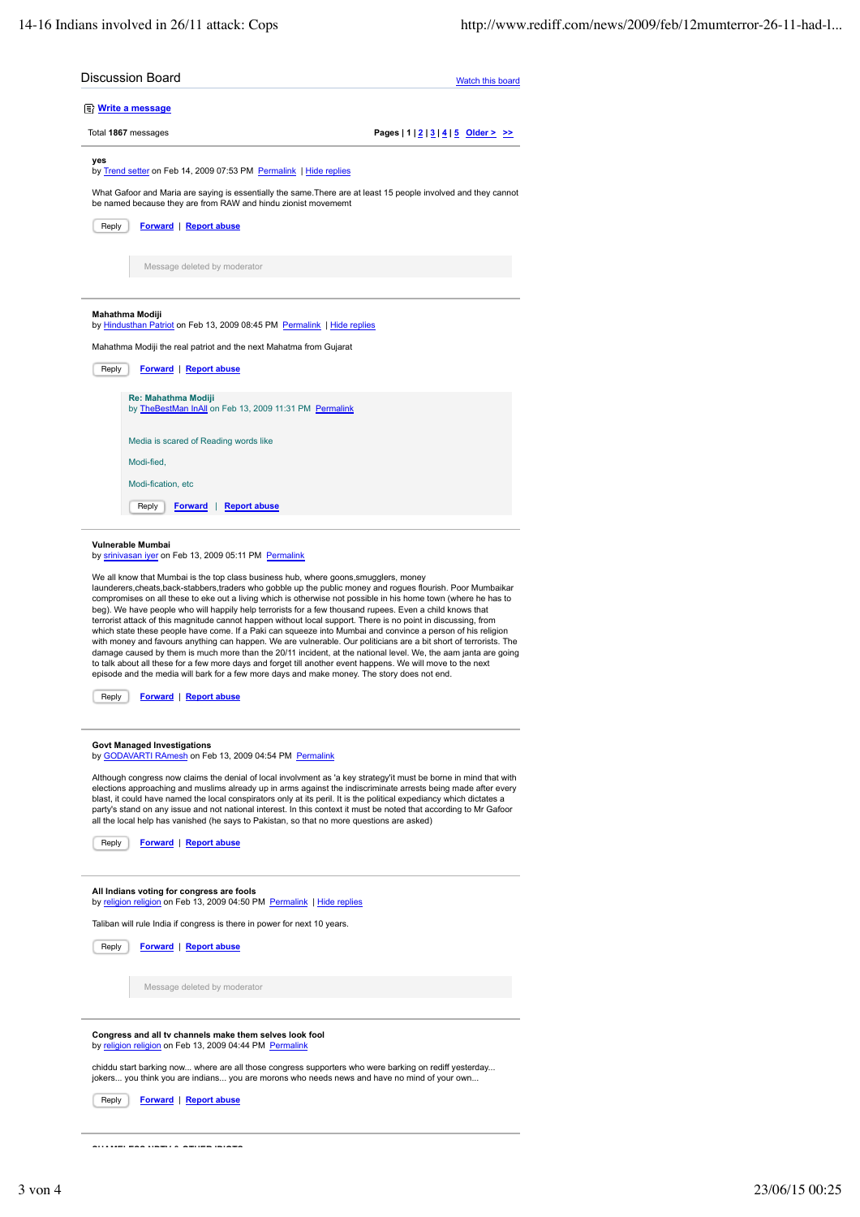## Discussion Board

Watch this board

Write a message

Total **1867** messages

**Pages | 1 | 2 | 3 | 4 | 5 Older > >>**

---

**yes**
by Trend setter on Feb 14, 2009 07:53 PM Permalink | Hide replies

What Gafoor and Maria are saying is essentially the same.There are at least 15 people involved and they cannot be named because they are from RAW and hindu zionist movememt

Reply | Forward | Report abuse

> Message deleted by moderator

---

**Mahathma Modiji**
by Hindusthan Patriot on Feb 13, 2009 08:45 PM Permalink | Hide replies

Mahathma Modiji the real patriot and the next Mahatma from Gujarat

Reply | Forward | Report abuse

> **Re: Mahathma Modiji**
> by TheBestMan InAll on Feb 13, 2009 11:31 PM Permalink
>
> Media is scared of Reading words like
>
> Modi-fied,
>
> Modi-fication, etc
>
> Reply | Forward | Report abuse

---

**Vulnerable Mumbai**
by srinivasan iyer on Feb 13, 2009 05:11 PM Permalink

We all know that Mumbai is the top class business hub, where goons,smugglers, money launderers,cheats,back-stabbers,traders who gobble up the public money and rogues flourish. Poor Mumbaikar compromises on all these to eke out a living which is otherwise not possible in his home town (where he has to beg). We have people who will happily help terrorists for a few thousand rupees. Even a child knows that terrorist attack of this magnitude cannot happen without local support. There is no point in discussing, from which state these people have come. If a Paki can squeeze into Mumbai and convince a person of his religion with money and favours anything can happen. We are vulnerable. Our politicians are a bit short of terrorists. The damage caused by them is much more than the 20/11 incident, at the national level. We, the aam janta are going to talk about all these for a few more days and forget till another event happens. We will move to the next episode and the media will bark for a few more days and make money. The story does not end.

Reply | Forward | Report abuse

---

**Govt Managed Investigations**
by GODAVARTI RAmesh on Feb 13, 2009 04:54 PM Permalink

Although congress now claims the denial of local involvment as 'a key strategy'it must be borne in mind that with elections approaching and muslims already up in arms against the indiscriminate arrests being made after every blast, it could have named the local conspirators only at its peril. It is the political expediancy which dictates a party's stand on any issue and not national interest. In this context it must be noted that according to Mr Gafoor all the local help has vanished (he says to Pakistan, so that no more questions are asked)

Reply | Forward | Report abuse

---

**All Indians voting for congress are fools**
by religion religion on Feb 13, 2009 04:50 PM Permalink | Hide replies

Taliban will rule India if congress is there in power for next 10 years.

Reply | Forward | Report abuse

> Message deleted by moderator

---

**Congress and all tv channels make them selves look fool**
by religion religion on Feb 13, 2009 04:44 PM Permalink

chiddu start barking now... where are all those congress supporters who were barking on rediff yesterday... jokers... you think you are indians... you are morons who needs news and have no mind of your own...

Reply | Forward | Report abuse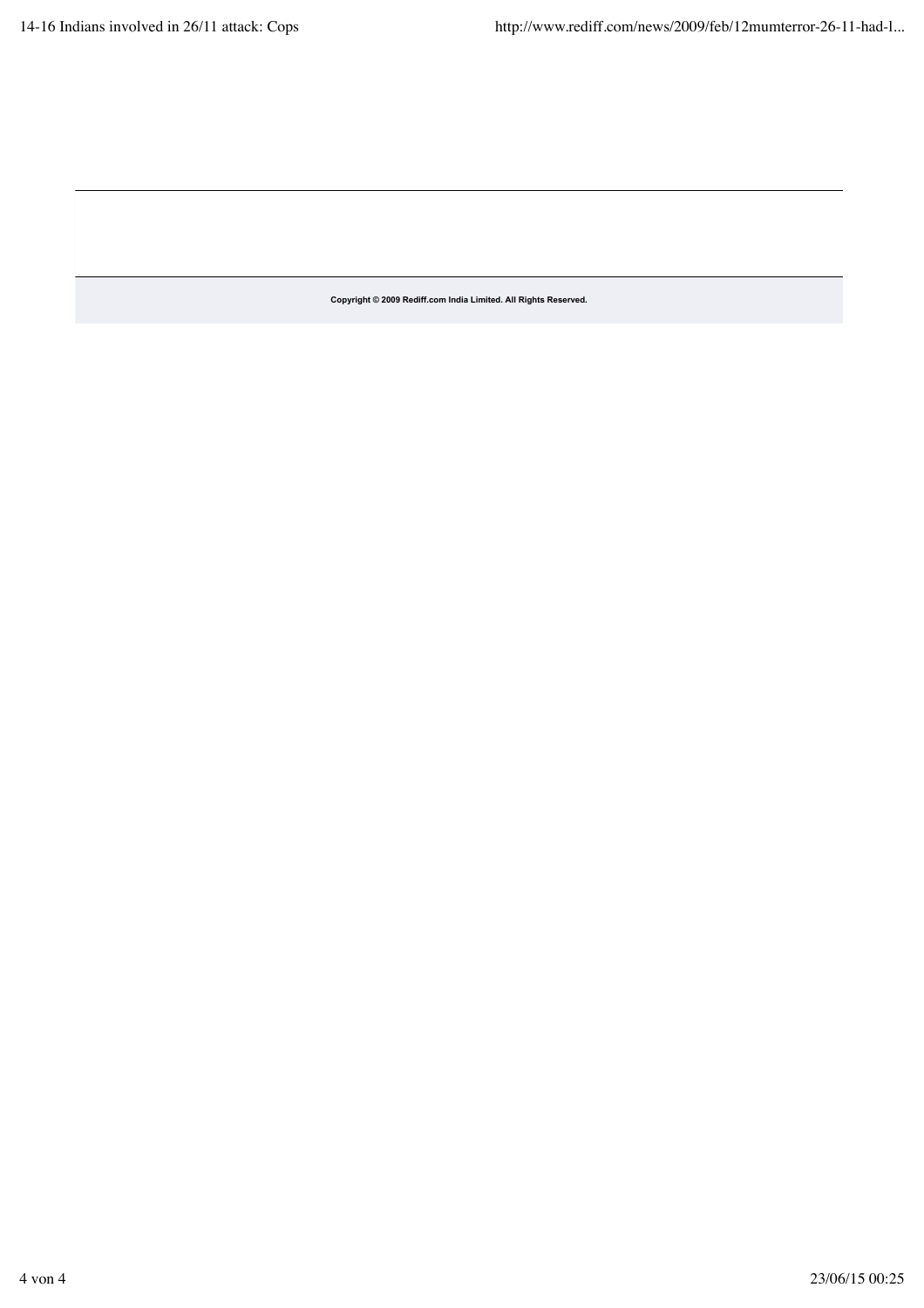Copyright © 2009 Rediff.com India Limited. All Rights Reserved.